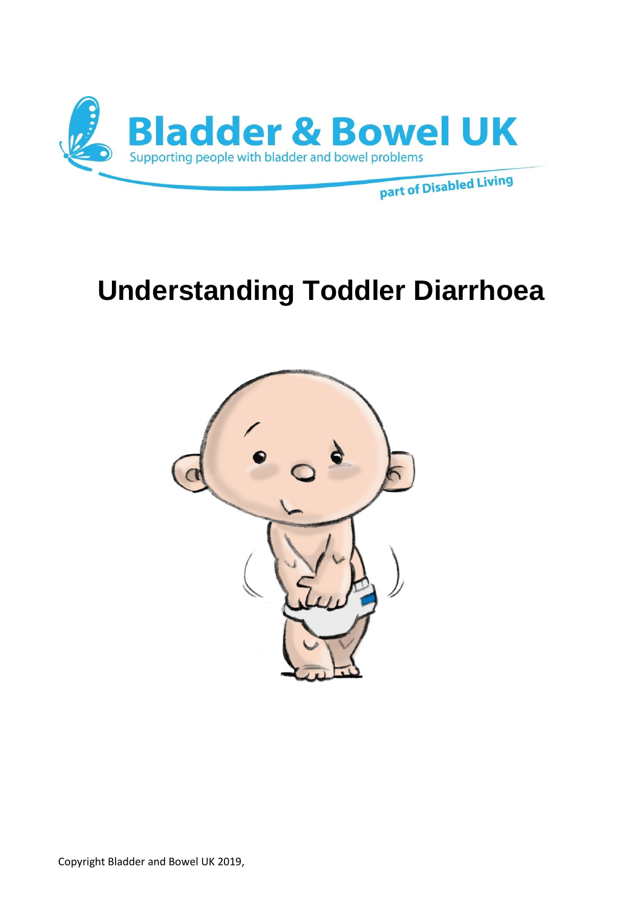# Understanding Toddler Diarrhoea

Copyright Bladder and Bowel UK 2019,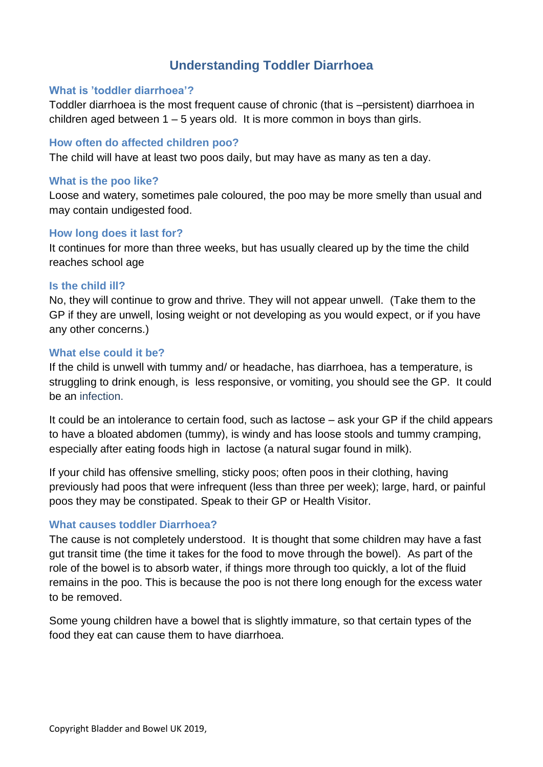# Understanding Toddler Diarrhoea

## What is 'toddler diarrhoea'?

Toddler diarrhoea is the most frequent cause of chronic (that is –persistent) diarrhoea in children aged between 1 – 5 years old. It is more common in boys than girls.

## How often do affected children poo?

The child will have at least two poos daily, but may have as many as ten a day.

## What is the poo like?

Loose and watery, sometimes pale coloured, the poo may be more smelly than usual and may contain undigested food.

## How long does it last for?

It continues for more than three weeks, but has usually cleared up by the time the child reaches school age

## Is the child ill?

No, they will continue to grow and thrive. They will not appear unwell. (Take them to the GP if they are unwell, losing weight or not developing as you would expect, or if you have any other concerns.)

## What else could it be?

If the child is unwell with tummy and/ or headache, has diarrhoea, has a temperature, is struggling to drink enough, is less responsive, or vomiting, you should see the GP. It could be an infection.

It could be an intolerance to certain food, such as lactose – ask your GP if the child appears to have a bloated abdomen (tummy), is windy and has loose stools and tummy cramping, especially after eating foods high in lactose (a natural sugar found in milk).

If your child has offensive smelling, sticky poos; often poos in their clothing, having previously had poos that were infrequent (less than three per week); large, hard, or painful poos they may be constipated. Speak to their GP or Health Visitor.

## What causes toddler Diarrhoea?

The cause is not completely understood. It is thought that some children may have a fast gut transit time (the time it takes for the food to move through the bowel). As part of the role of the bowel is to absorb water, if things more through too quickly, a lot of the fluid remains in the poo. This is because the poo is not there long enough for the excess water to be removed.

Some young children have a bowel that is slightly immature, so that certain types of the food they eat can cause them to have diarrhoea.

Copyright Bladder and Bowel UK 2019,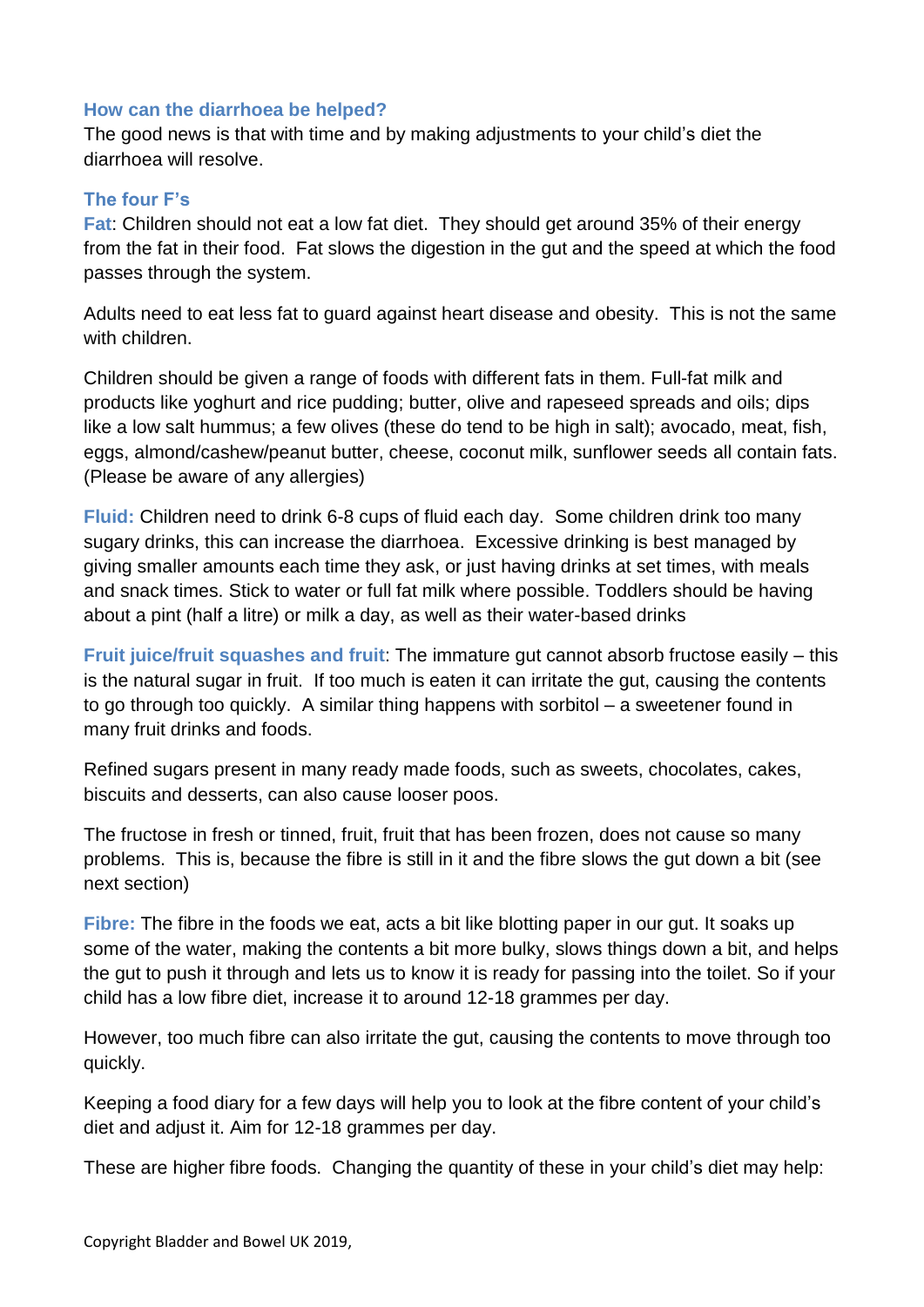## How can the diarrhoea be helped?

The good news is that with time and by making adjustments to your child's diet the diarrhoea will resolve.

### The four F's

**Fat**: Children should not eat a low fat diet. They should get around 35% of their energy from the fat in their food. Fat slows the digestion in the gut and the speed at which the food passes through the system.

Adults need to eat less fat to guard against heart disease and obesity. This is not the same with children.

Children should be given a range of foods with different fats in them. Full-fat milk and products like yoghurt and rice pudding; butter, olive and rapeseed spreads and oils; dips like a low salt hummus; a few olives (these do tend to be high in salt); avocado, meat, fish, eggs, almond/cashew/peanut butter, cheese, coconut milk, sunflower seeds all contain fats. (Please be aware of any allergies)

**Fluid:** Children need to drink 6-8 cups of fluid each day. Some children drink too many sugary drinks, this can increase the diarrhoea. Excessive drinking is best managed by giving smaller amounts each time they ask, or just having drinks at set times, with meals and snack times. Stick to water or full fat milk where possible. Toddlers should be having about a pint (half a litre) or milk a day, as well as their water-based drinks

**Fruit juice/fruit squashes and fruit**: The immature gut cannot absorb fructose easily – this is the natural sugar in fruit. If too much is eaten it can irritate the gut, causing the contents to go through too quickly. A similar thing happens with sorbitol – a sweetener found in many fruit drinks and foods.

Refined sugars present in many ready made foods, such as sweets, chocolates, cakes, biscuits and desserts, can also cause looser poos.

The fructose in fresh or tinned, fruit, fruit that has been frozen, does not cause so many problems. This is, because the fibre is still in it and the fibre slows the gut down a bit (see next section)

**Fibre:** The fibre in the foods we eat, acts a bit like blotting paper in our gut. It soaks up some of the water, making the contents a bit more bulky, slows things down a bit, and helps the gut to push it through and lets us to know it is ready for passing into the toilet. So if your child has a low fibre diet, increase it to around 12-18 grammes per day.

However, too much fibre can also irritate the gut, causing the contents to move through too quickly.

Keeping a food diary for a few days will help you to look at the fibre content of your child's diet and adjust it. Aim for 12-18 grammes per day.

These are higher fibre foods. Changing the quantity of these in your child's diet may help:

Copyright Bladder and Bowel UK 2019,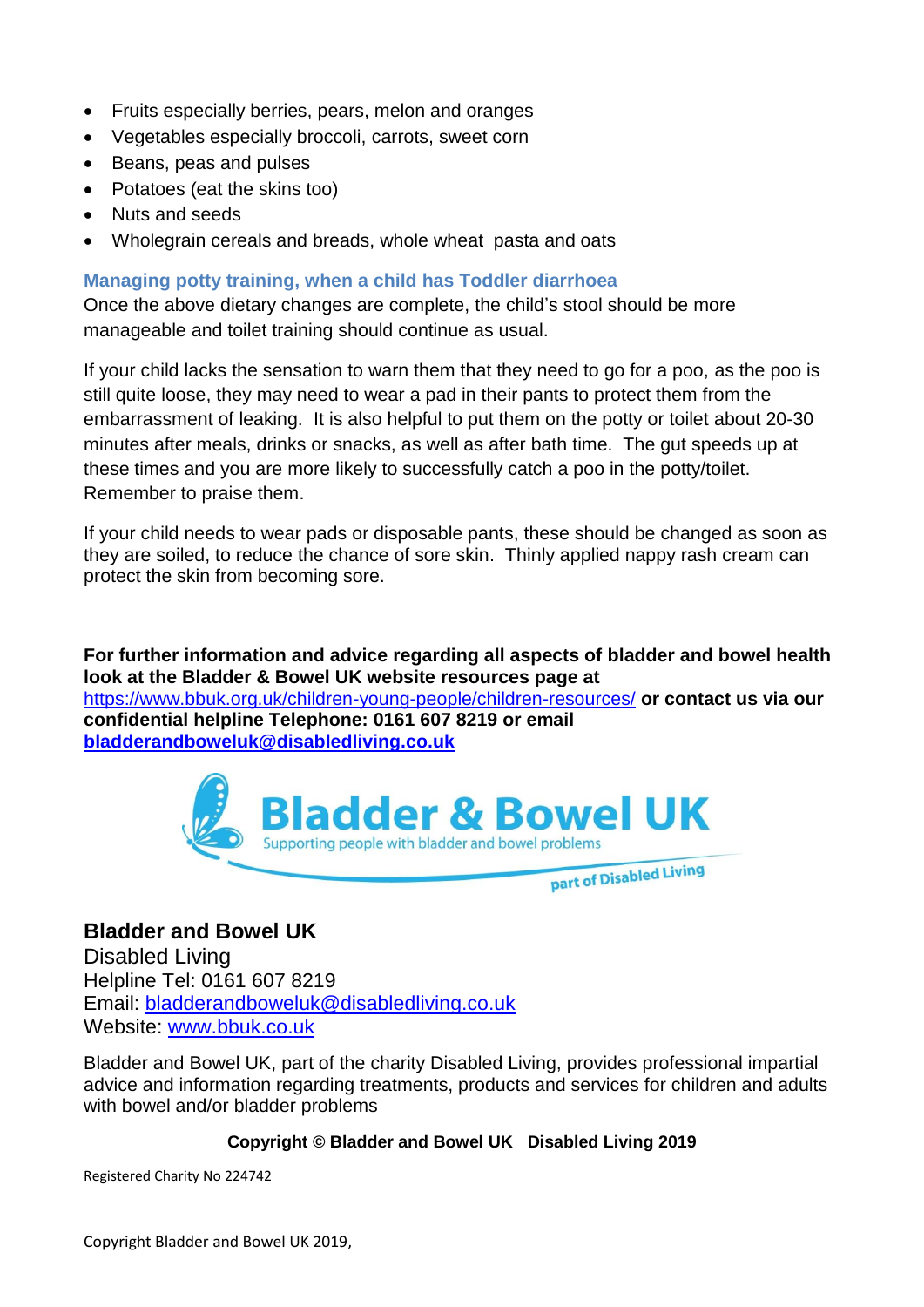- Fruits especially berries, pears, melon and oranges
- Vegetables especially broccoli, carrots, sweet corn
- Beans, peas and pulses
- Potatoes (eat the skins too)
- Nuts and seeds
- Wholegrain cereals and breads, whole wheat pasta and oats

### Managing potty training, when a child has Toddler diarrhoea

Once the above dietary changes are complete, the child's stool should be more manageable and toilet training should continue as usual.

If your child lacks the sensation to warn them that they need to go for a poo, as the poo is still quite loose, they may need to wear a pad in their pants to protect them from the embarrassment of leaking. It is also helpful to put them on the potty or toilet about 20-30 minutes after meals, drinks or snacks, as well as after bath time. The gut speeds up at these times and you are more likely to successfully catch a poo in the potty/toilet. Remember to praise them.

If your child needs to wear pads or disposable pants, these should be changed as soon as they are soiled, to reduce the chance of sore skin. Thinly applied nappy rash cream can protect the skin from becoming sore.

**For further information and advice regarding all aspects of bladder and bowel health look at the Bladder & Bowel UK website resources page at** https://www.bbuk.org.uk/children-young-people/children-resources/ **or contact us via our confidential helpline Telephone: 0161 607 8219 or email** **bladderandboweluk@disabledliving.co.uk**

Bladder & Bowel UK
Supporting people with bladder and bowel problems
part of Disabled Living

**Bladder and Bowel UK**
Disabled Living
Helpline Tel: 0161 607 8219
Email: bladderandboweluk@disabledliving.co.uk
Website: www.bbuk.co.uk

Bladder and Bowel UK, part of the charity Disabled Living, provides professional impartial advice and information regarding treatments, products and services for children and adults with bowel and/or bladder problems

**Copyright © Bladder and Bowel UK Disabled Living 2019**

Registered Charity No 224742

Copyright Bladder and Bowel UK 2019,